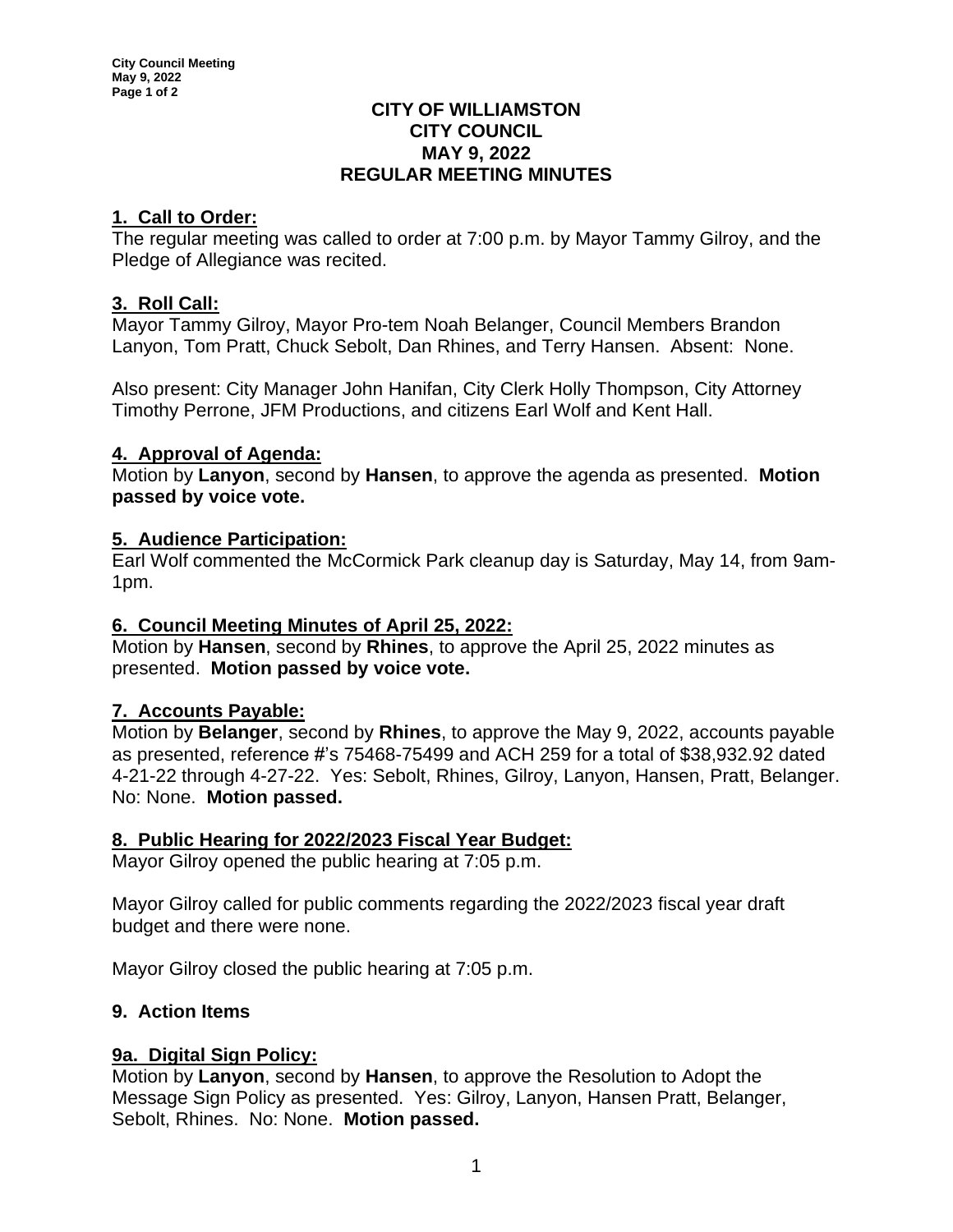# CITY OF WILLIAMSTON
## CITY COUNCIL
## MAY 9, 2022
## REGULAR MEETING MINUTES

**1. Call to Order:**

The regular meeting was called to order at 7:00 p.m. by Mayor Tammy Gilroy, and the Pledge of Allegiance was recited.

**3. Roll Call:**

Mayor Tammy Gilroy, Mayor Pro-tem Noah Belanger, Council Members Brandon Lanyon, Tom Pratt, Chuck Sebolt, Dan Rhines, and Terry Hansen. Absent: None.

Also present: City Manager John Hanifan, City Clerk Holly Thompson, City Attorney Timothy Perrone, JFM Productions, and citizens Earl Wolf and Kent Hall.

**4. Approval of Agenda:**

Motion by **Lanyon**, second by **Hansen**, to approve the agenda as presented. **Motion passed by voice vote.**

**5. Audience Participation:**

Earl Wolf commented the McCormick Park cleanup day is Saturday, May 14, from 9am-1pm.

**6. Council Meeting Minutes of April 25, 2022:**

Motion by **Hansen**, second by **Rhines**, to approve the April 25, 2022 minutes as presented. **Motion passed by voice vote.**

**7. Accounts Payable:**

Motion by **Belanger**, second by **Rhines**, to approve the May 9, 2022, accounts payable as presented, reference #'s 75468-75499 and ACH 259 for a total of $38,932.92 dated 4-21-22 through 4-27-22. Yes: Sebolt, Rhines, Gilroy, Lanyon, Hansen, Pratt, Belanger. No: None. **Motion passed.**

**8. Public Hearing for 2022/2023 Fiscal Year Budget:**

Mayor Gilroy opened the public hearing at 7:05 p.m.

Mayor Gilroy called for public comments regarding the 2022/2023 fiscal year draft budget and there were none.

Mayor Gilroy closed the public hearing at 7:05 p.m.

**9. Action Items**

**9a. Digital Sign Policy:**

Motion by **Lanyon**, second by **Hansen**, to approve the Resolution to Adopt the Message Sign Policy as presented. Yes: Gilroy, Lanyon, Hansen Pratt, Belanger, Sebolt, Rhines. No: None. **Motion passed.**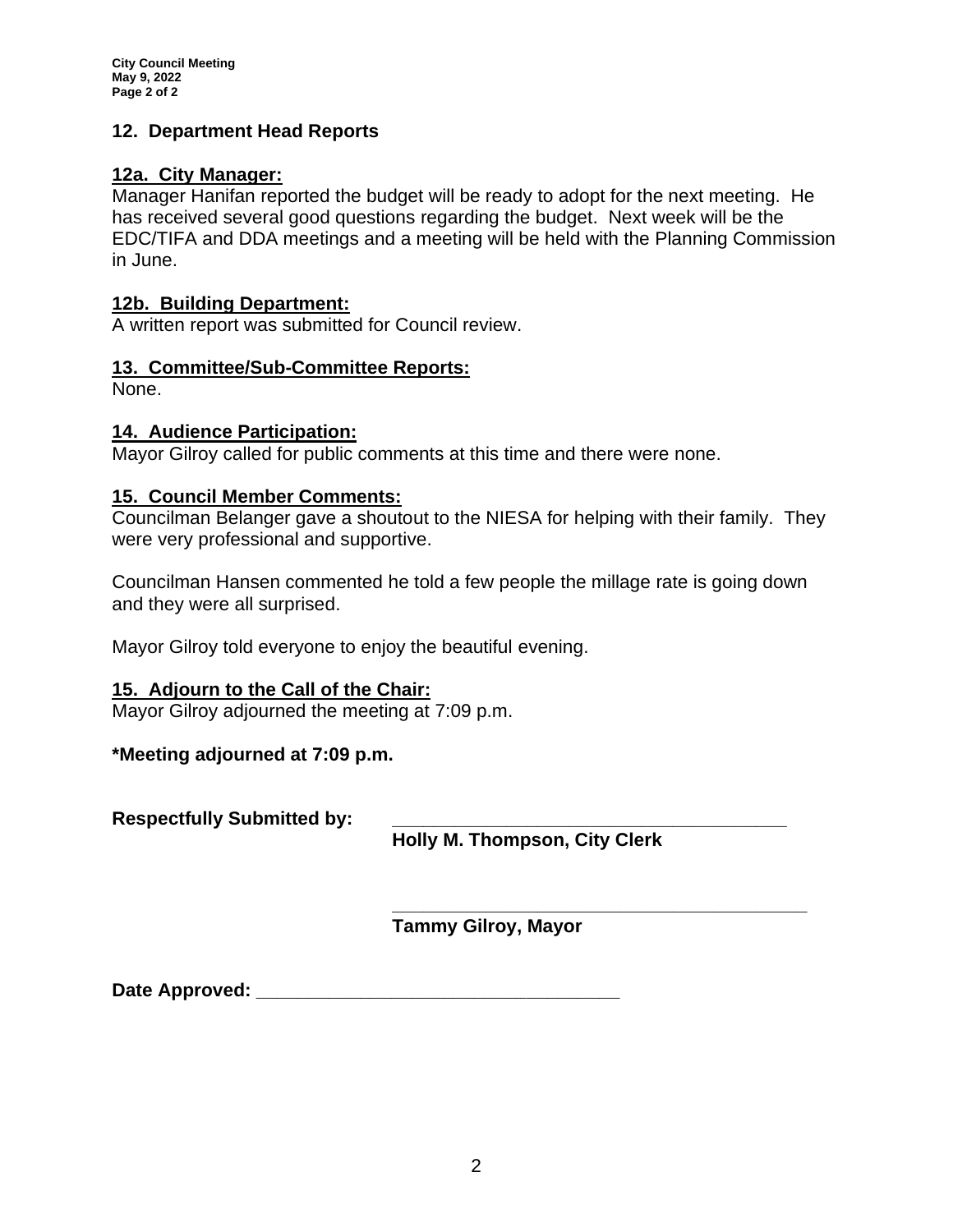## 12. Department Head Reports

### 12a. City Manager:

Manager Hanifan reported the budget will be ready to adopt for the next meeting. He has received several good questions regarding the budget. Next week will be the EDC/TIFA and DDA meetings and a meeting will be held with the Planning Commission in June.

### 12b. Building Department:

A written report was submitted for Council review.

## 13. Committee/Sub-Committee Reports:

None.

## 14. Audience Participation:

Mayor Gilroy called for public comments at this time and there were none.

## 15. Council Member Comments:

Councilman Belanger gave a shoutout to the NIESA for helping with their family. They were very professional and supportive.

Councilman Hansen commented he told a few people the millage rate is going down and they were all surprised.

Mayor Gilroy told everyone to enjoy the beautiful evening.

## 15. Adjourn to the Call of the Chair:

Mayor Gilroy adjourned the meeting at 7:09 p.m.

**\*Meeting adjourned at 7:09 p.m.**

**Respectfully Submitted by:** \_\_\_\_\_\_\_\_\_\_\_\_\_\_\_\_\_\_\_\_\_\_\_\_\_\_\_\_\_\_\_\_\_\_\_\_\_\_
**Holly M. Thompson, City Clerk**

\_\_\_\_\_\_\_\_\_\_\_\_\_\_\_\_\_\_\_\_\_\_\_\_\_\_\_\_\_\_\_\_\_\_\_\_\_\_\_\_
**Tammy Gilroy, Mayor**

**Date Approved:** \_\_\_\_\_\_\_\_\_\_\_\_\_\_\_\_\_\_\_\_\_\_\_\_\_\_\_\_\_\_\_\_\_\_\_\_